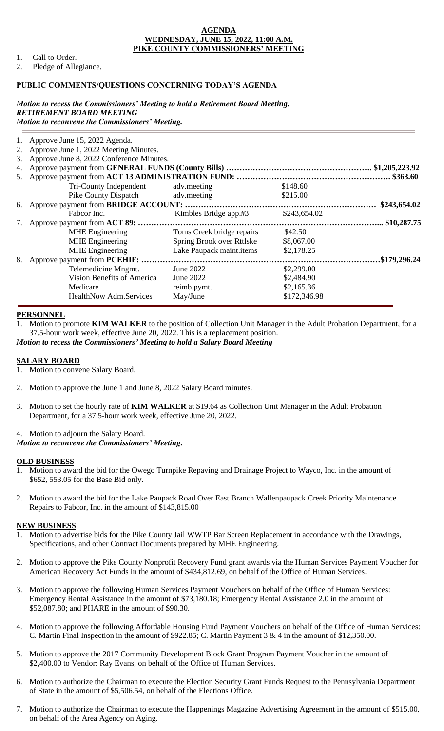# AGENDA
## WEDNESDAY, JUNE 15, 2022, 11:00 A.M.
## PIKE COUNTY COMMISSIONERS' MEETING

1. Call to Order.
2. Pledge of Allegiance.

**PUBLIC COMMENTS/QUESTIONS CONCERNING TODAY'S AGENDA**

***Motion to recess the Commissioners' Meeting to hold a Retirement Board Meeting.***
***RETIREMENT BOARD MEETING***
***Motion to reconvene the Commissioners' Meeting.***

1. Approve June 15, 2022 Agenda.
2. Approve June 1, 2022 Meeting Minutes.
3. Approve June 8, 2022 Conference Minutes.
4. Approve payment from **GENERAL FUNDS (County Bills)** …………………………………………… $1,205,223.92
5. Approve payment from **ACT 13 ADMINISTRATION FUND:** ……………………………………………… $363.60

| | | |
|---|---|---|
| Tri-County Independent | adv.meeting | $148.60 |
| Pike County Dispatch | adv.meeting | $215.00 |

6. Approve payment from **BRIDGE ACCOUNT:** ……………………………………………………………… $243,654.02

| | | |
|---|---|---|
| Fabcor Inc. | Kimbles Bridge app.#3 | $243,654.02 |

7. Approve payment from **ACT 89:** ……………………………………………………………………………... $10,287.75

| | | |
|---|---|---|
| MHE Engineering | Toms Creek bridge repairs | $42.50 |
| MHE Engineering | Spring Brook over Rttlske | $8,067.00 |
| MHE Engineering | Lake Paupack maint.items | $2,178.25 |

8. Approve payment from **PCEHIF:** ……………………………………………………………………………$179,296.24

| | | |
|---|---|---|
| Telemedicine Mngmt. | June 2022 | $2,299.00 |
| Vision Benefits of America | June 2022 | $2,484.90 |
| Medicare | reimb.pymt. | $2,165.36 |
| HealthNow Adm.Services | May/June | $172,346.98 |

**PERSONNEL**

1. Motion to promote **KIM WALKER** to the position of Collection Unit Manager in the Adult Probation Department, for a 37.5-hour work week, effective June 20, 2022. This is a replacement position.

***Motion to recess the Commissioners' Meeting to hold a Salary Board Meeting***

**SALARY BOARD**

1. Motion to convene Salary Board.
2. Motion to approve the June 1 and June 8, 2022 Salary Board minutes.
3. Motion to set the hourly rate of **KIM WALKER** at $19.64 as Collection Unit Manager in the Adult Probation Department, for a 37.5-hour work week, effective June 20, 2022.
4. Motion to adjourn the Salary Board.

***Motion to reconvene the Commissioners' Meeting.***

**OLD BUSINESS**

1. Motion to award the bid for the Owego Turnpike Repaving and Drainage Project to Wayco, Inc. in the amount of $652, 553.05 for the Base Bid only.
2. Motion to award the bid for the Lake Paupack Road Over East Branch Wallenpaupack Creek Priority Maintenance Repairs to Fabcor, Inc. in the amount of $143,815.00

**NEW BUSINESS**

1. Motion to advertise bids for the Pike County Jail WWTP Bar Screen Replacement in accordance with the Drawings, Specifications, and other Contract Documents prepared by MHE Engineering.
2. Motion to approve the Pike County Nonprofit Recovery Fund grant awards via the Human Services Payment Voucher for American Recovery Act Funds in the amount of $434,812.69, on behalf of the Office of Human Services.
3. Motion to approve the following Human Services Payment Vouchers on behalf of the Office of Human Services: Emergency Rental Assistance in the amount of $73,180.18; Emergency Rental Assistance 2.0 in the amount of $52,087.80; and PHARE in the amount of $90.30.
4. Motion to approve the following Affordable Housing Fund Payment Vouchers on behalf of the Office of Human Services: C. Martin Final Inspection in the amount of $922.85; C. Martin Payment 3 & 4 in the amount of $12,350.00.
5. Motion to approve the 2017 Community Development Block Grant Program Payment Voucher in the amount of $2,400.00 to Vendor: Ray Evans, on behalf of the Office of Human Services.
6. Motion to authorize the Chairman to execute the Election Security Grant Funds Request to the Pennsylvania Department of State in the amount of $5,506.54, on behalf of the Elections Office.
7. Motion to authorize the Chairman to execute the Happenings Magazine Advertising Agreement in the amount of $515.00, on behalf of the Area Agency on Aging.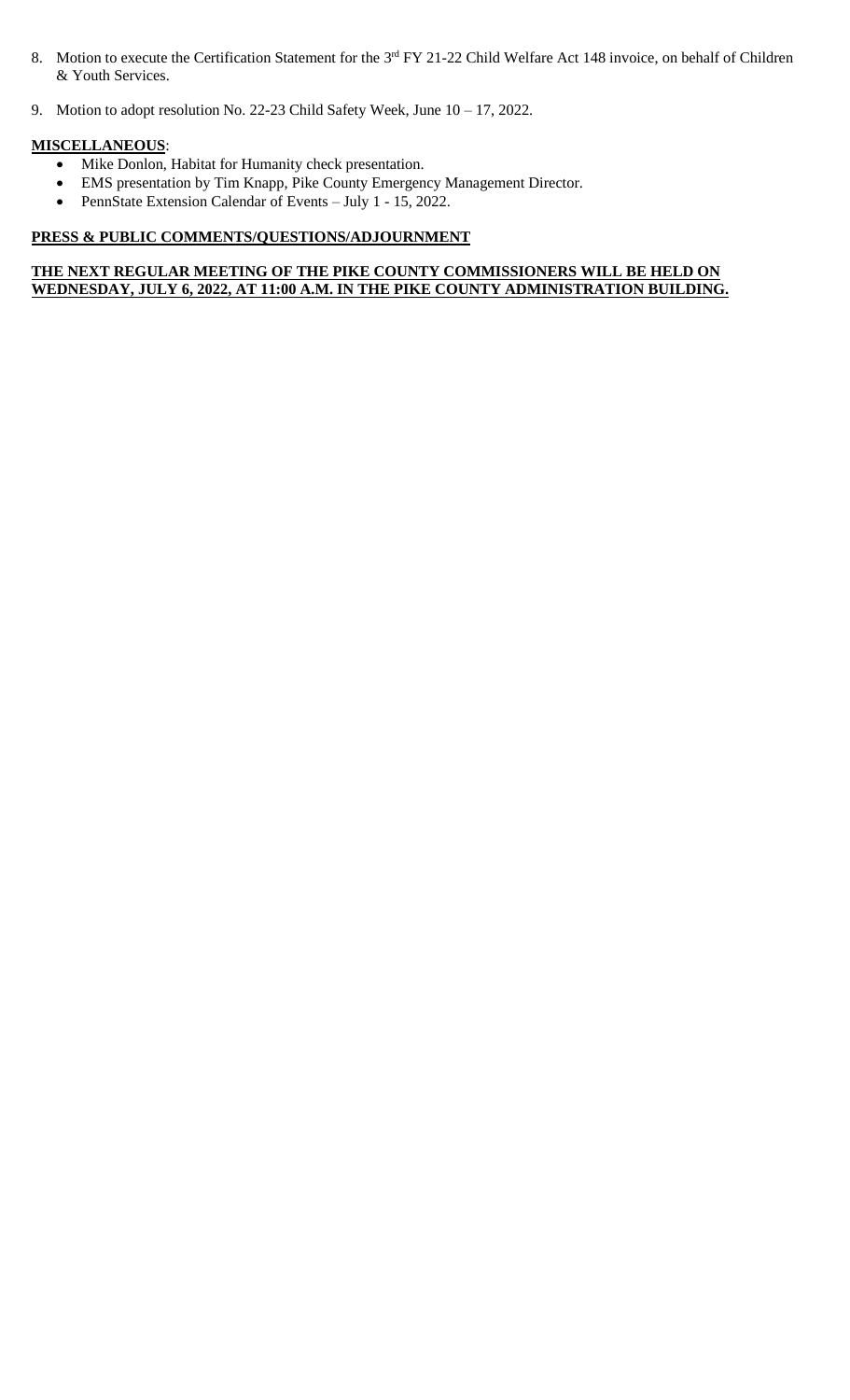8. Motion to execute the Certification Statement for the 3rd FY 21-22 Child Welfare Act 148 invoice, on behalf of Children & Youth Services.

9. Motion to adopt resolution No. 22-23 Child Safety Week, June 10 – 17, 2022.

**MISCELLANEOUS**:

- Mike Donlon, Habitat for Humanity check presentation.
- EMS presentation by Tim Knapp, Pike County Emergency Management Director.
- PennState Extension Calendar of Events – July 1 - 15, 2022.

**PRESS & PUBLIC COMMENTS/QUESTIONS/ADJOURNMENT**

**THE NEXT REGULAR MEETING OF THE PIKE COUNTY COMMISSIONERS WILL BE HELD ON WEDNESDAY, JULY 6, 2022, AT 11:00 A.M. IN THE PIKE COUNTY ADMINISTRATION BUILDING.**